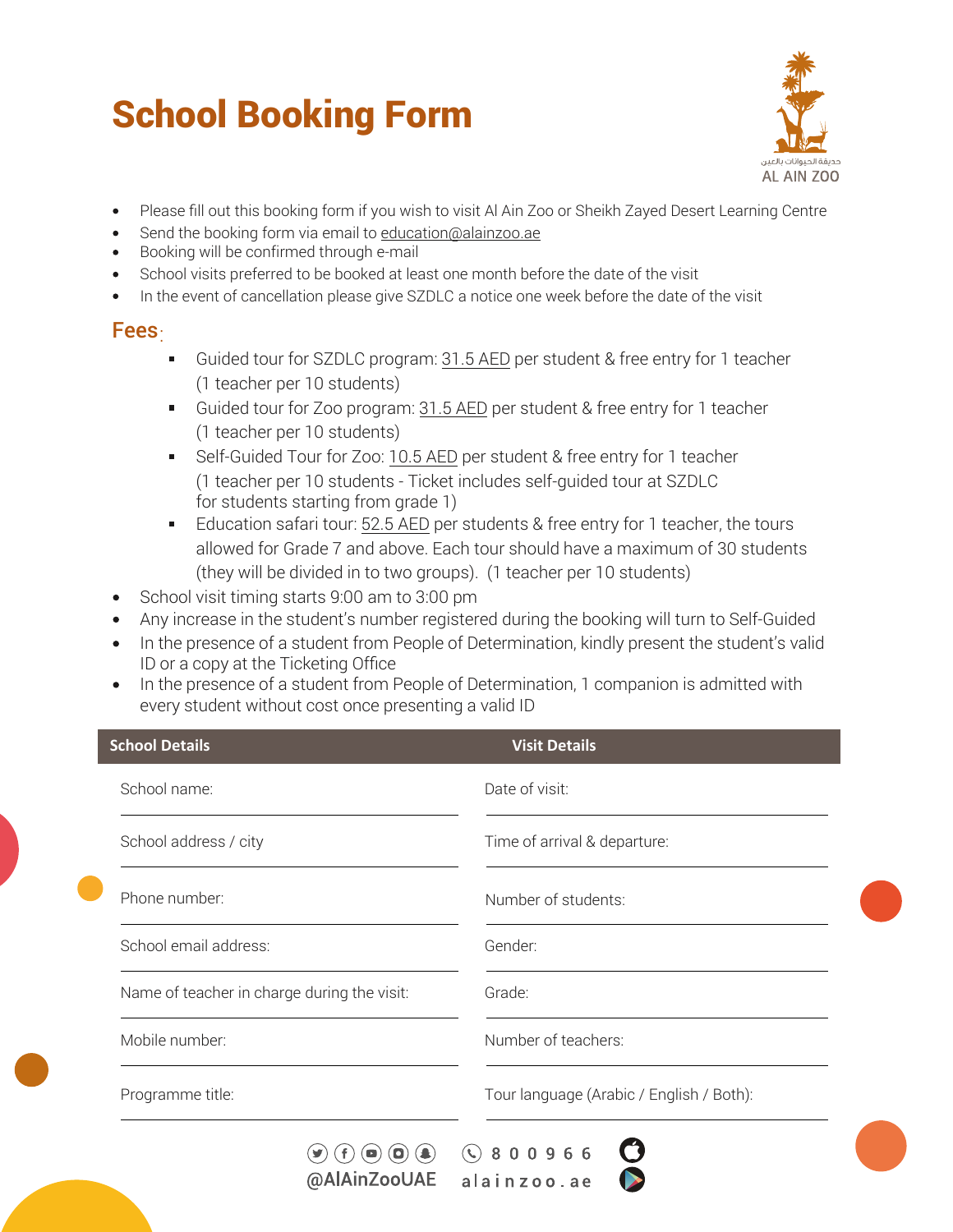# School Booking Form

- Please fill out this booking form if you wish to visit Al Ain Zoo or Sheikh Zayed Desert Learning Centre
- Send the booking form via email to education@alainzoo.ae
- Booking will be confirmed through e-mail
- School visits preferred to be booked at least one month before the date of the visit
- In the event of cancellation please give SZDLC a notice one week before the date of the visit

## Fees:

- Guided tour for SZDLC program: 31.5 AED per student & free entry for 1 teacher (1 teacher per 10 students)
- Guided tour for Zoo program: 31.5 AED per student & free entry for 1 teacher (1 teacher per 10 students)
- Self-Guided Tour for Zoo: 10.5 AED per student & free entry for 1 teacher (1 teacher per 10 students - Ticket includes self-guided tour at SZDLC for students starting from grade 1)
- Education safari tour: 52.5 AED per students & free entry for 1 teacher, the tours allowed for Grade 7 and above. Each tour should have a maximum of 30 students (they will be divided in to two groups). (1 teacher per 10 students)

- School visit timing starts 9:00 am to 3:00 pm
- Any increase in the student's number registered during the booking will turn to Self-Guided
- In the presence of a student from People of Determination, kindly present the student's valid ID or a copy at the Ticketing Office
- In the presence of a student from People of Determination, 1 companion is admitted with every student without cost once presenting a valid ID

| School Details | Visit Details |
|---|---|
| School name: | Date of visit: |
| School address / city | Time of arrival & departure: |
| Phone number: | Number of students: |
| School email address: | Gender: |
| Name of teacher in charge during the visit: | Grade: |
| Mobile number: | Number of teachers: |
| Programme title: | Tour language (Arabic / English / Both): |

@AlAinZooUAE 800966 alainzoo.ae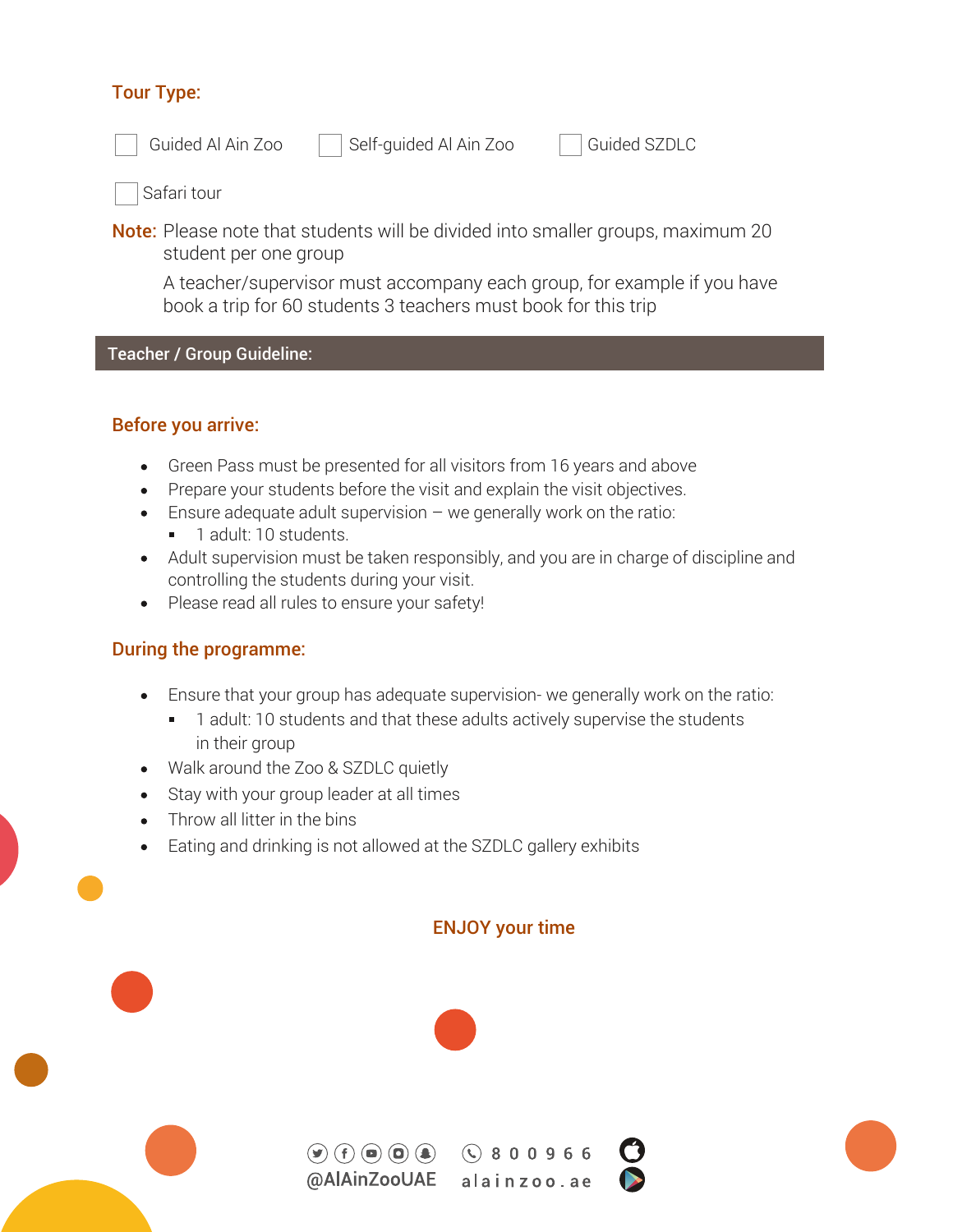### Tour Type:

- [ ] Guided Al Ain Zoo
- [ ] Self-guided Al Ain Zoo
- [ ] Guided SZDLC
- [ ] Safari tour

**Note:** Please note that students will be divided into smaller groups, maximum 20 student per one group

A teacher/supervisor must accompany each group, for example if you have book a trip for 60 students 3 teachers must book for this trip

## Teacher / Group Guideline:

### Before you arrive:

- Green Pass must be presented for all visitors from 16 years and above
- Prepare your students before the visit and explain the visit objectives.
- Ensure adequate adult supervision – we generally work on the ratio:
  - 1 adult: 10 students.
- Adult supervision must be taken responsibly, and you are in charge of discipline and controlling the students during your visit.
- Please read all rules to ensure your safety!

### During the programme:

- Ensure that your group has adequate supervision- we generally work on the ratio:
  - 1 adult: 10 students and that these adults actively supervise the students in their group
- Walk around the Zoo & SZDLC quietly
- Stay with your group leader at all times
- Throw all litter in the bins
- Eating and drinking is not allowed at the SZDLC gallery exhibits

**ENJOY your time**

@AlAinZooUAE

800966

alainzoo.ae